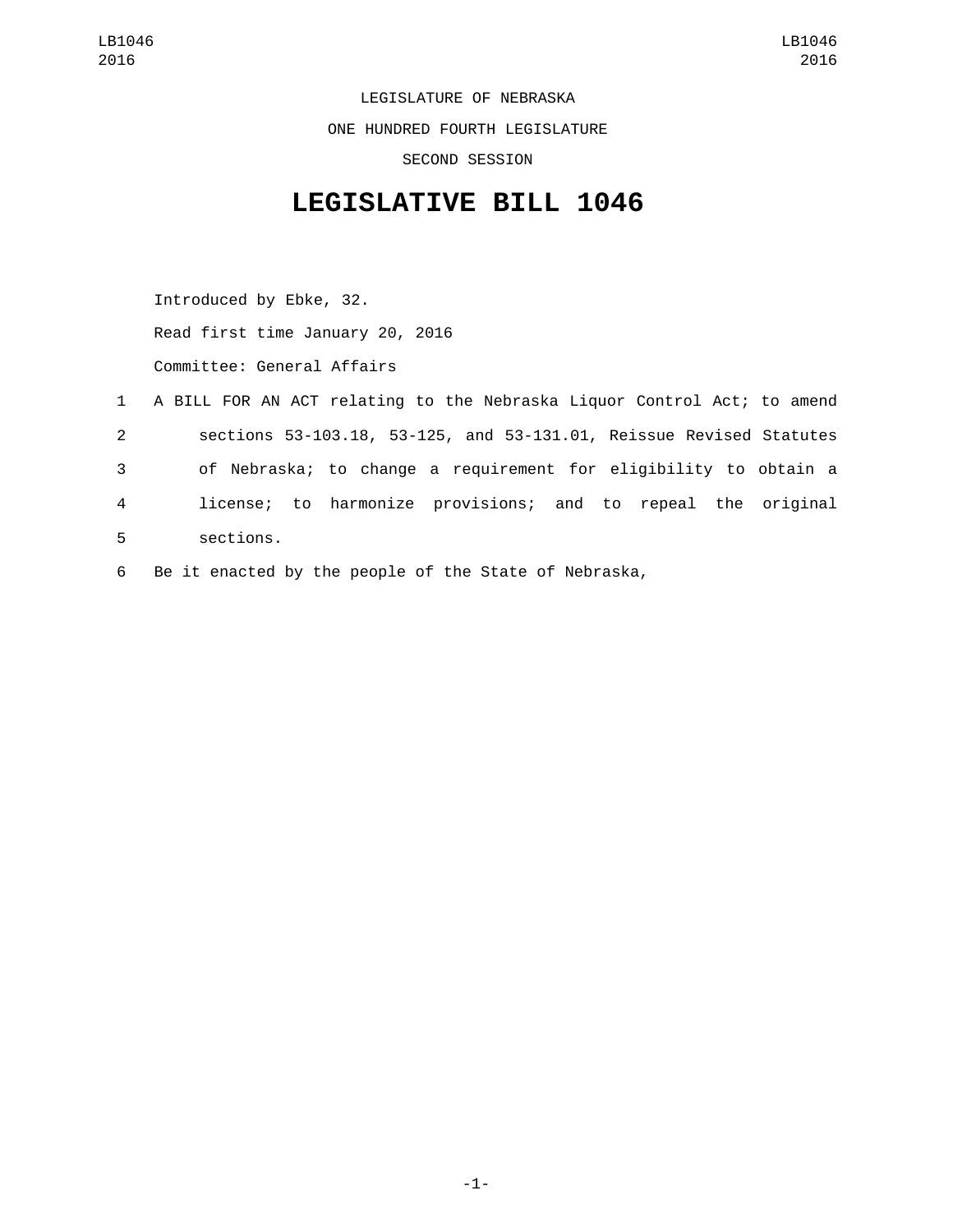LEGISLATURE OF NEBRASKA

ONE HUNDRED FOURTH LEGISLATURE

SECOND SESSION

# LEGISLATIVE BILL 1046

Introduced by Ebke, 32.

Read first time January 20, 2016

Committee: General Affairs

1 A BILL FOR AN ACT relating to the Nebraska Liquor Control Act; to amend
2 sections 53-103.18, 53-125, and 53-131.01, Reissue Revised Statutes
3 of Nebraska; to change a requirement for eligibility to obtain a
4 license; to harmonize provisions; and to repeal the original
5 sections.

6 Be it enacted by the people of the State of Nebraska,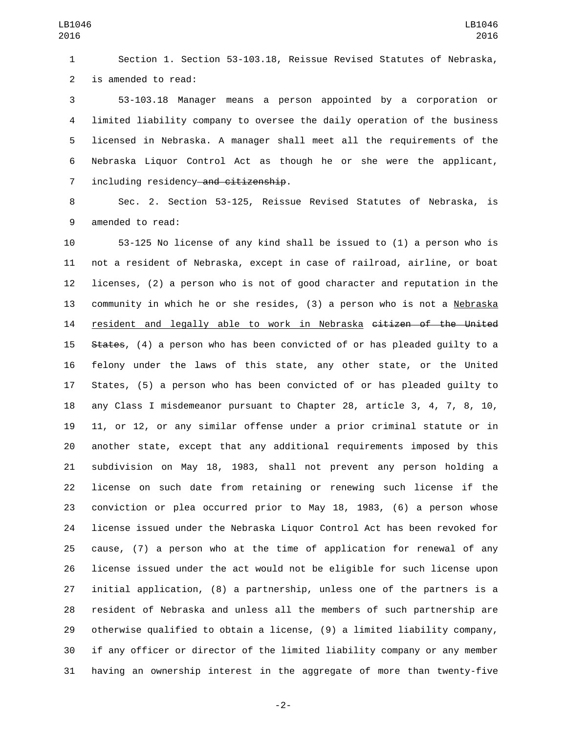Section 1. Section 53-103.18, Reissue Revised Statutes of Nebraska, is amended to read:

53-103.18 Manager means a person appointed by a corporation or limited liability company to oversee the daily operation of the business licensed in Nebraska. A manager shall meet all the requirements of the Nebraska Liquor Control Act as though he or she were the applicant, including residency~~ and citizenship~~.

Sec. 2. Section 53-125, Reissue Revised Statutes of Nebraska, is amended to read:

53-125 No license of any kind shall be issued to (1) a person who is not a resident of Nebraska, except in case of railroad, airline, or boat licenses, (2) a person who is not of good character and reputation in the community in which he or she resides, (3) a person who is not a <u>Nebraska resident and legally able to work in Nebraska</u> ~~citizen of the United States~~, (4) a person who has been convicted of or has pleaded guilty to a felony under the laws of this state, any other state, or the United States, (5) a person who has been convicted of or has pleaded guilty to any Class I misdemeanor pursuant to Chapter 28, article 3, 4, 7, 8, 10, 11, or 12, or any similar offense under a prior criminal statute or in another state, except that any additional requirements imposed by this subdivision on May 18, 1983, shall not prevent any person holding a license on such date from retaining or renewing such license if the conviction or plea occurred prior to May 18, 1983, (6) a person whose license issued under the Nebraska Liquor Control Act has been revoked for cause, (7) a person who at the time of application for renewal of any license issued under the act would not be eligible for such license upon initial application, (8) a partnership, unless one of the partners is a resident of Nebraska and unless all the members of such partnership are otherwise qualified to obtain a license, (9) a limited liability company, if any officer or director of the limited liability company or any member having an ownership interest in the aggregate of more than twenty-five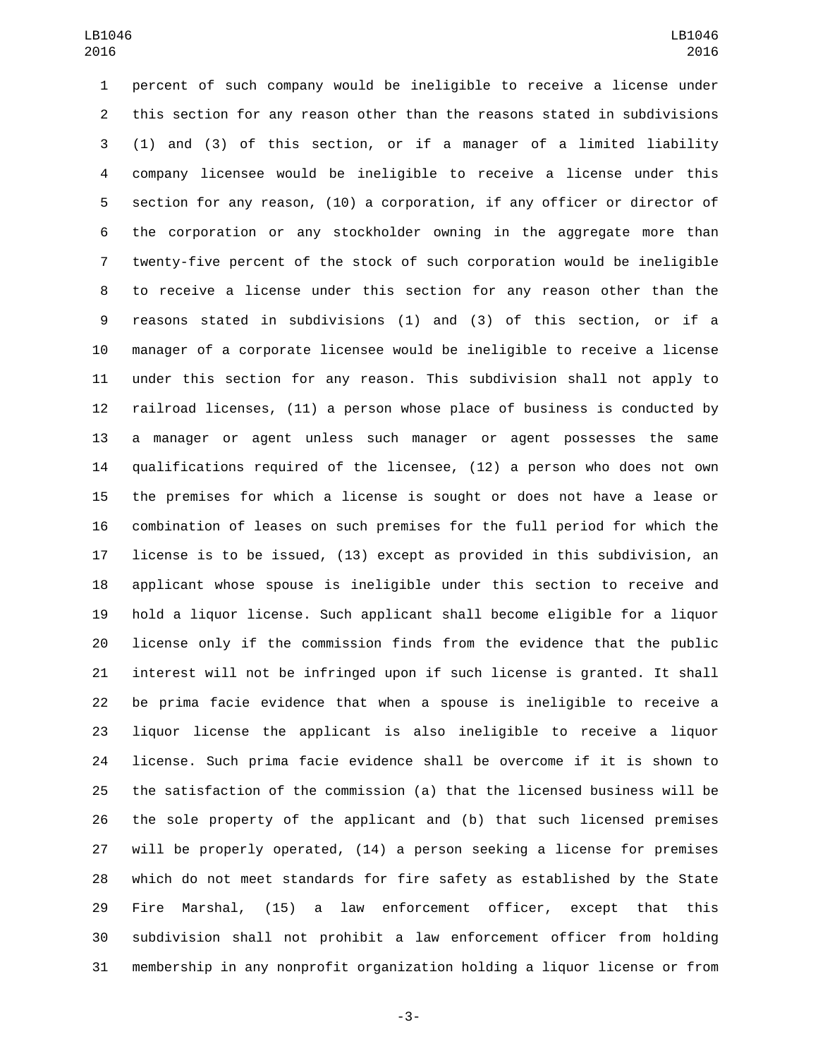percent of such company would be ineligible to receive a license under this section for any reason other than the reasons stated in subdivisions (1) and (3) of this section, or if a manager of a limited liability company licensee would be ineligible to receive a license under this section for any reason, (10) a corporation, if any officer or director of the corporation or any stockholder owning in the aggregate more than twenty-five percent of the stock of such corporation would be ineligible to receive a license under this section for any reason other than the reasons stated in subdivisions (1) and (3) of this section, or if a manager of a corporate licensee would be ineligible to receive a license under this section for any reason. This subdivision shall not apply to railroad licenses, (11) a person whose place of business is conducted by a manager or agent unless such manager or agent possesses the same qualifications required of the licensee, (12) a person who does not own the premises for which a license is sought or does not have a lease or combination of leases on such premises for the full period for which the license is to be issued, (13) except as provided in this subdivision, an applicant whose spouse is ineligible under this section to receive and hold a liquor license. Such applicant shall become eligible for a liquor license only if the commission finds from the evidence that the public interest will not be infringed upon if such license is granted. It shall be prima facie evidence that when a spouse is ineligible to receive a liquor license the applicant is also ineligible to receive a liquor license. Such prima facie evidence shall be overcome if it is shown to the satisfaction of the commission (a) that the licensed business will be the sole property of the applicant and (b) that such licensed premises will be properly operated, (14) a person seeking a license for premises which do not meet standards for fire safety as established by the State Fire Marshal, (15) a law enforcement officer, except that this subdivision shall not prohibit a law enforcement officer from holding membership in any nonprofit organization holding a liquor license or from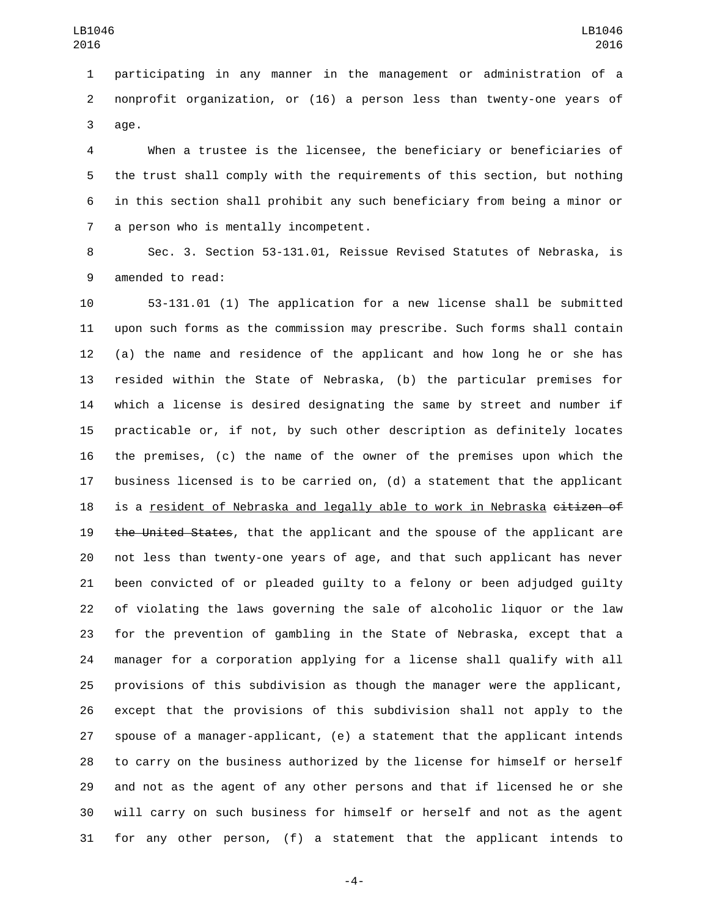participating in any manner in the management or administration of a nonprofit organization, or (16) a person less than twenty-one years of age.

When a trustee is the licensee, the beneficiary or beneficiaries of the trust shall comply with the requirements of this section, but nothing in this section shall prohibit any such beneficiary from being a minor or a person who is mentally incompetent.

Sec. 3. Section 53-131.01, Reissue Revised Statutes of Nebraska, is amended to read:

53-131.01 (1) The application for a new license shall be submitted upon such forms as the commission may prescribe. Such forms shall contain (a) the name and residence of the applicant and how long he or she has resided within the State of Nebraska, (b) the particular premises for which a license is desired designating the same by street and number if practicable or, if not, by such other description as definitely locates the premises, (c) the name of the owner of the premises upon which the business licensed is to be carried on, (d) a statement that the applicant is a <u>resident of Nebraska and legally able to work in Nebraska</u> ~~citizen of the United States~~, that the applicant and the spouse of the applicant are not less than twenty-one years of age, and that such applicant has never been convicted of or pleaded guilty to a felony or been adjudged guilty of violating the laws governing the sale of alcoholic liquor or the law for the prevention of gambling in the State of Nebraska, except that a manager for a corporation applying for a license shall qualify with all provisions of this subdivision as though the manager were the applicant, except that the provisions of this subdivision shall not apply to the spouse of a manager-applicant, (e) a statement that the applicant intends to carry on the business authorized by the license for himself or herself and not as the agent of any other persons and that if licensed he or she will carry on such business for himself or herself and not as the agent for any other person, (f) a statement that the applicant intends to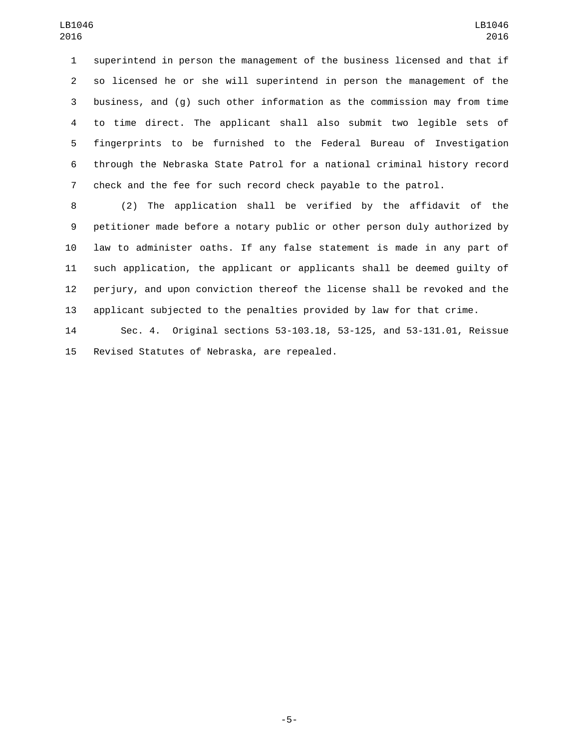superintend in person the management of the business licensed and that if so licensed he or she will superintend in person the management of the business, and (g) such other information as the commission may from time to time direct. The applicant shall also submit two legible sets of fingerprints to be furnished to the Federal Bureau of Investigation through the Nebraska State Patrol for a national criminal history record check and the fee for such record check payable to the patrol.

(2) The application shall be verified by the affidavit of the petitioner made before a notary public or other person duly authorized by law to administer oaths. If any false statement is made in any part of such application, the applicant or applicants shall be deemed guilty of perjury, and upon conviction thereof the license shall be revoked and the applicant subjected to the penalties provided by law for that crime.

Sec. 4. Original sections 53-103.18, 53-125, and 53-131.01, Reissue Revised Statutes of Nebraska, are repealed.